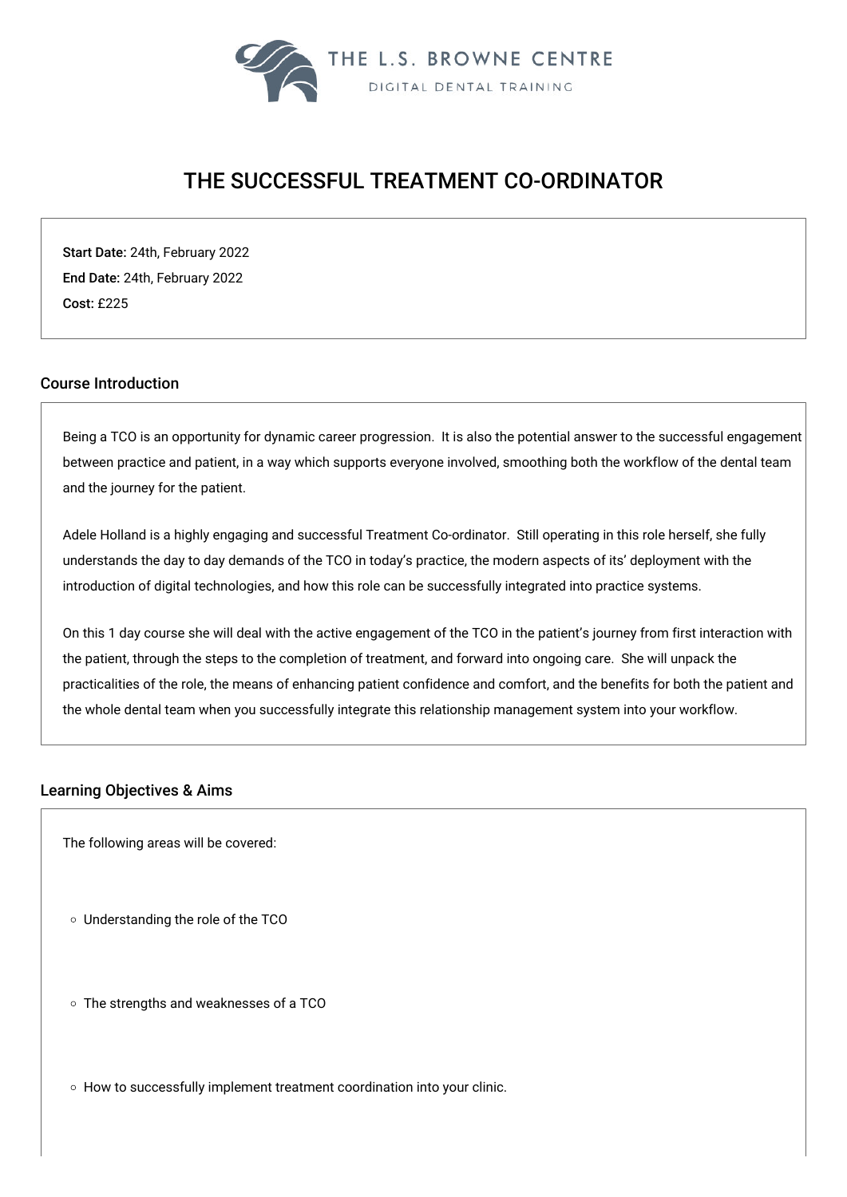THE L.S. BROWNE CENTRE

DIGITAL DENTAL TRAINING

# THE SUCCESSFUL TREATMENT CO-ORDINATOR

**Start Date:** 24th, February 2022
**End Date:** 24th, February 2022
**Cost:** £225

## Course Introduction

Being a TCO is an opportunity for dynamic career progression. It is also the potential answer to the successful engagement between practice and patient, in a way which supports everyone involved, smoothing both the workflow of the dental team and the journey for the patient.

Adele Holland is a highly engaging and successful Treatment Co-ordinator. Still operating in this role herself, she fully understands the day to day demands of the TCO in today's practice, the modern aspects of its' deployment with the introduction of digital technologies, and how this role can be successfully integrated into practice systems.

On this 1 day course she will deal with the active engagement of the TCO in the patient's journey from first interaction with the patient, through the steps to the completion of treatment, and forward into ongoing care. She will unpack the practicalities of the role, the means of enhancing patient confidence and comfort, and the benefits for both the patient and the whole dental team when you successfully integrate this relationship management system into your workflow.

## Learning Objectives & Aims

The following areas will be covered:

- Understanding the role of the TCO
- The strengths and weaknesses of a TCO
- How to successfully implement treatment coordination into your clinic.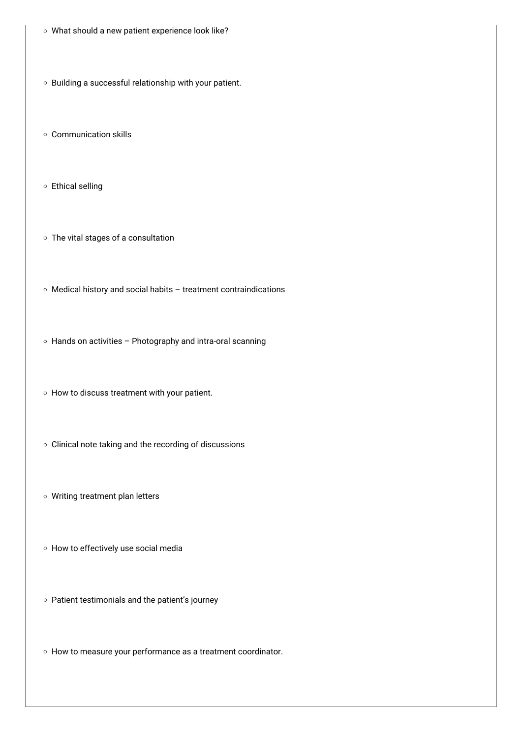- What should a new patient experience look like?
- Building a successful relationship with your patient.
- Communication skills
- Ethical selling
- The vital stages of a consultation
- Medical history and social habits – treatment contraindications
- Hands on activities – Photography and intra-oral scanning
- How to discuss treatment with your patient.
- Clinical note taking and the recording of discussions
- Writing treatment plan letters
- How to effectively use social media
- Patient testimonials and the patient's journey
- How to measure your performance as a treatment coordinator.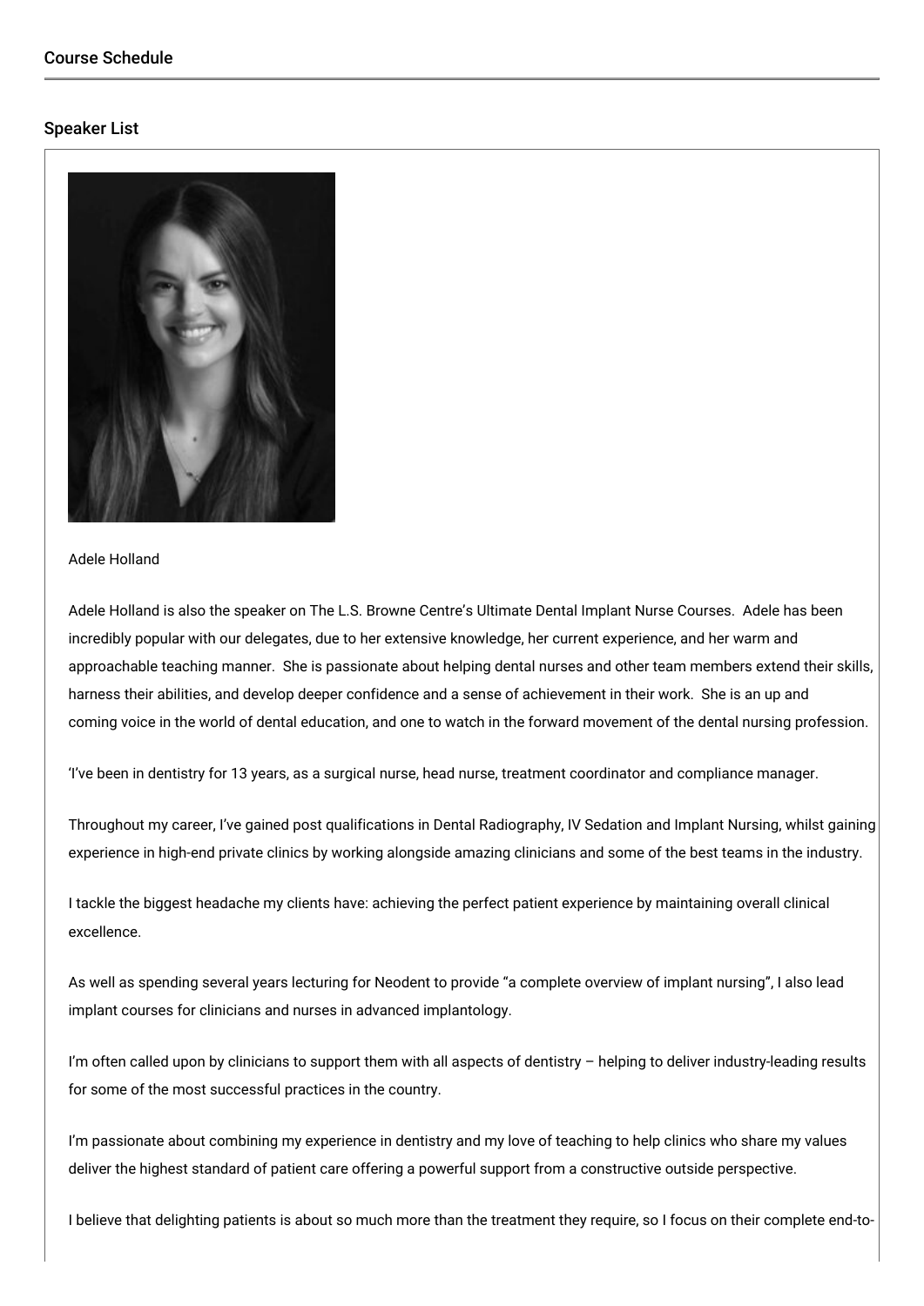## Course Schedule

## Speaker List

Adele Holland

Adele Holland is also the speaker on The L.S. Browne Centre's Ultimate Dental Implant Nurse Courses. Adele has been incredibly popular with our delegates, due to her extensive knowledge, her current experience, and her warm and approachable teaching manner. She is passionate about helping dental nurses and other team members extend their skills, harness their abilities, and develop deeper confidence and a sense of achievement in their work. She is an up and coming voice in the world of dental education, and one to watch in the forward movement of the dental nursing profession.

'I've been in dentistry for 13 years, as a surgical nurse, head nurse, treatment coordinator and compliance manager.

Throughout my career, I've gained post qualifications in Dental Radiography, IV Sedation and Implant Nursing, whilst gaining experience in high-end private clinics by working alongside amazing clinicians and some of the best teams in the industry.

I tackle the biggest headache my clients have: achieving the perfect patient experience by maintaining overall clinical excellence.

As well as spending several years lecturing for Neodent to provide "a complete overview of implant nursing", I also lead implant courses for clinicians and nurses in advanced implantology.

I'm often called upon by clinicians to support them with all aspects of dentistry – helping to deliver industry-leading results for some of the most successful practices in the country.

I'm passionate about combining my experience in dentistry and my love of teaching to help clinics who share my values deliver the highest standard of patient care offering a powerful support from a constructive outside perspective.

I believe that delighting patients is about so much more than the treatment they require, so I focus on their complete end-to-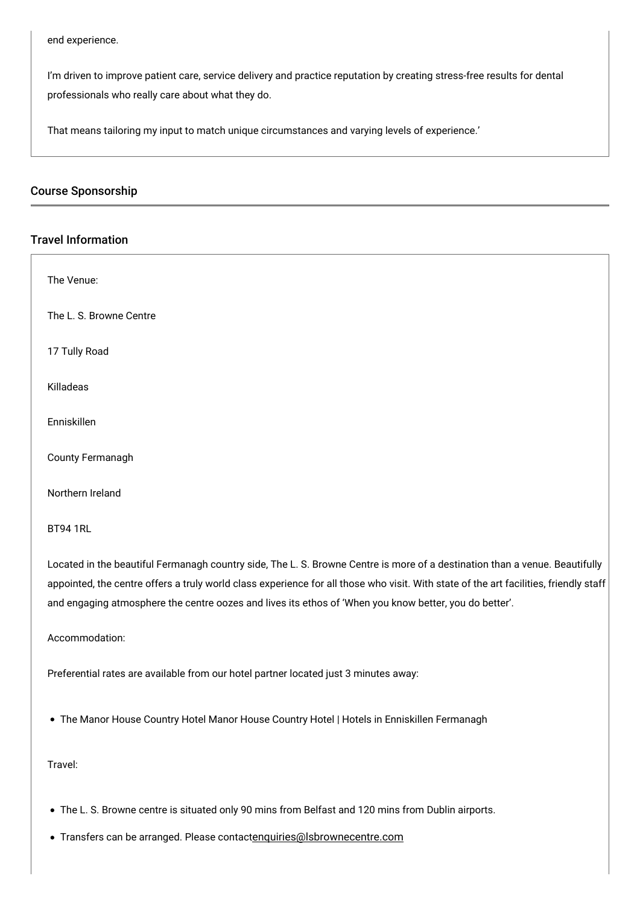end experience.

I'm driven to improve patient care, service delivery and practice reputation by creating stress-free results for dental professionals who really care about what they do.

That means tailoring my input to match unique circumstances and varying levels of experience.'

## Course Sponsorship

## Travel Information

The Venue:

The L. S. Browne Centre

17 Tully Road

Killadeas

Enniskillen

County Fermanagh

Northern Ireland

BT94 1RL

Located in the beautiful Fermanagh country side, The L. S. Browne Centre is more of a destination than a venue. Beautifully appointed, the centre offers a truly world class experience for all those who visit. With state of the art facilities, friendly staff and engaging atmosphere the centre oozes and lives its ethos of 'When you know better, you do better'.

Accommodation:

Preferential rates are available from our hotel partner located just 3 minutes away:

- The Manor House Country Hotel Manor House Country Hotel | Hotels in Enniskillen Fermanagh

Travel:

- The L. S. Browne centre is situated only 90 mins from Belfast and 120 mins from Dublin airports.
- Transfers can be arranged. Please contactenquiries@lsbrownecentre.com